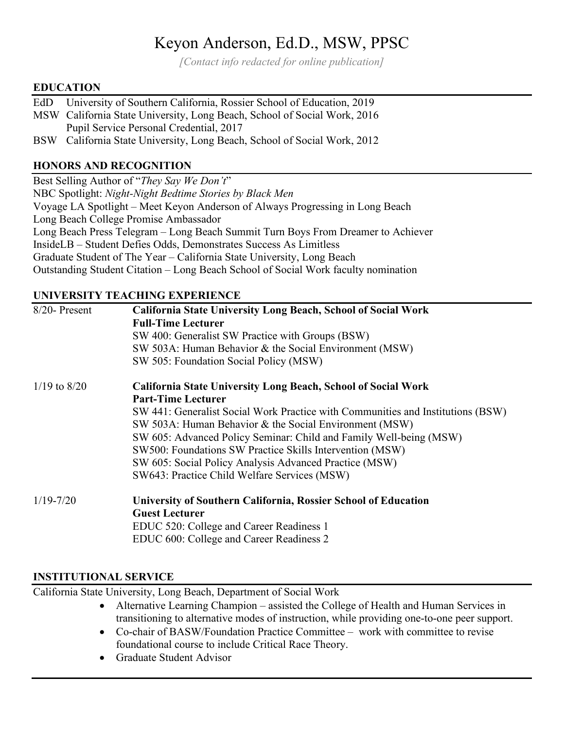# Keyon Anderson, Ed.D., MSW, PPSC

*[Contact info redacted for online publication]*

## EDUCATION

EdD University of Southern California, Rossier School of Education, 2019
MSW California State University, Long Beach, School of Social Work, 2016
Pupil Service Personal Credential, 2017
BSW California State University, Long Beach, School of Social Work, 2012

## HONORS AND RECOGNITION

Best Selling Author of "*They Say We Don't*"
NBC Spotlight: *Night-Night Bedtime Stories by Black Men*
Voyage LA Spotlight – Meet Keyon Anderson of Always Progressing in Long Beach
Long Beach College Promise Ambassador
Long Beach Press Telegram – Long Beach Summit Turn Boys From Dreamer to Achiever
InsideLB – Student Defies Odds, Demonstrates Success As Limitless
Graduate Student of The Year – California State University, Long Beach
Outstanding Student Citation – Long Beach School of Social Work faculty nomination

## UNIVERSITY TEACHING EXPERIENCE

8/20- Present **California State University Long Beach, School of Social Work**
**Full-Time Lecturer**
SW 400: Generalist SW Practice with Groups (BSW)
SW 503A: Human Behavior & the Social Environment (MSW)
SW 505: Foundation Social Policy (MSW)

1/19 to 8/20 **California State University Long Beach, School of Social Work**
**Part-Time Lecturer**
SW 441: Generalist Social Work Practice with Communities and Institutions (BSW)
SW 503A: Human Behavior & the Social Environment (MSW)
SW 605: Advanced Policy Seminar: Child and Family Well-being (MSW)
SW500: Foundations SW Practice Skills Intervention (MSW)
SW 605: Social Policy Analysis Advanced Practice (MSW)
SW643: Practice Child Welfare Services (MSW)

1/19-7/20 **University of Southern California, Rossier School of Education**
**Guest Lecturer**
EDUC 520: College and Career Readiness 1
EDUC 600: College and Career Readiness 2

## INSTITUTIONAL SERVICE

California State University, Long Beach, Department of Social Work

- Alternative Learning Champion – assisted the College of Health and Human Services in transitioning to alternative modes of instruction, while providing one-to-one peer support.
- Co-chair of BASW/Foundation Practice Committee – work with committee to revise foundational course to include Critical Race Theory.
- Graduate Student Advisor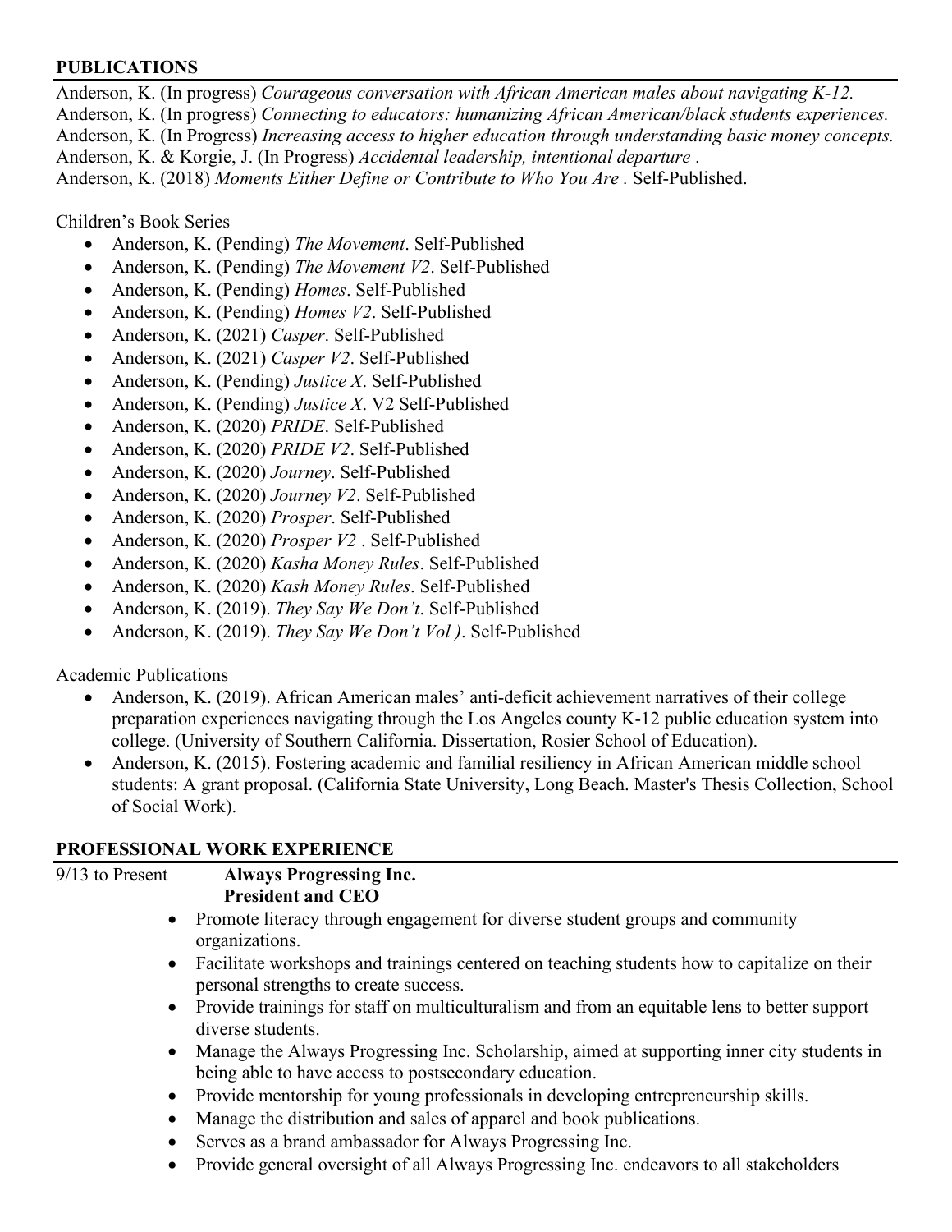## PUBLICATIONS

Anderson, K. (In progress) *Courageous conversation with African American males about navigating K-12.*
Anderson, K. (In progress) *Connecting to educators: humanizing African American/black students experiences.*
Anderson, K. (In Progress) *Increasing access to higher education through understanding basic money concepts.*
Anderson, K. & Korgie, J. (In Progress) *Accidental leadership, intentional departure* .
Anderson, K. (2018) *Moments Either Define or Contribute to Who You Are* . Self-Published.

Children's Book Series

- Anderson, K. (Pending) *The Movement*. Self-Published
- Anderson, K. (Pending) *The Movement V2*. Self-Published
- Anderson, K. (Pending) *Homes*. Self-Published
- Anderson, K. (Pending) *Homes V2*. Self-Published
- Anderson, K. (2021) *Casper*. Self-Published
- Anderson, K. (2021) *Casper V2*. Self-Published
- Anderson, K. (Pending) *Justice X*. Self-Published
- Anderson, K. (Pending) *Justice X*. V2 Self-Published
- Anderson, K. (2020) *PRIDE*. Self-Published
- Anderson, K. (2020) *PRIDE V2*. Self-Published
- Anderson, K. (2020) *Journey*. Self-Published
- Anderson, K. (2020) *Journey V2*. Self-Published
- Anderson, K. (2020) *Prosper*. Self-Published
- Anderson, K. (2020) *Prosper V2* . Self-Published
- Anderson, K. (2020) *Kasha Money Rules*. Self-Published
- Anderson, K. (2020) *Kash Money Rules*. Self-Published
- Anderson, K. (2019). *They Say We Don't*. Self-Published
- Anderson, K. (2019). *They Say We Don't Vol )*. Self-Published

Academic Publications

- Anderson, K. (2019). African American males' anti-deficit achievement narratives of their college preparation experiences navigating through the Los Angeles county K-12 public education system into college. (University of Southern California. Dissertation, Rosier School of Education).
- Anderson, K. (2015). Fostering academic and familial resiliency in African American middle school students: A grant proposal. (California State University, Long Beach. Master's Thesis Collection, School of Social Work).

## PROFESSIONAL WORK EXPERIENCE

9/13 to Present **Always Progressing Inc.**
**President and CEO**

- Promote literacy through engagement for diverse student groups and community organizations.
- Facilitate workshops and trainings centered on teaching students how to capitalize on their personal strengths to create success.
- Provide trainings for staff on multiculturalism and from an equitable lens to better support diverse students.
- Manage the Always Progressing Inc. Scholarship, aimed at supporting inner city students in being able to have access to postsecondary education.
- Provide mentorship for young professionals in developing entrepreneurship skills.
- Manage the distribution and sales of apparel and book publications.
- Serves as a brand ambassador for Always Progressing Inc.
- Provide general oversight of all Always Progressing Inc. endeavors to all stakeholders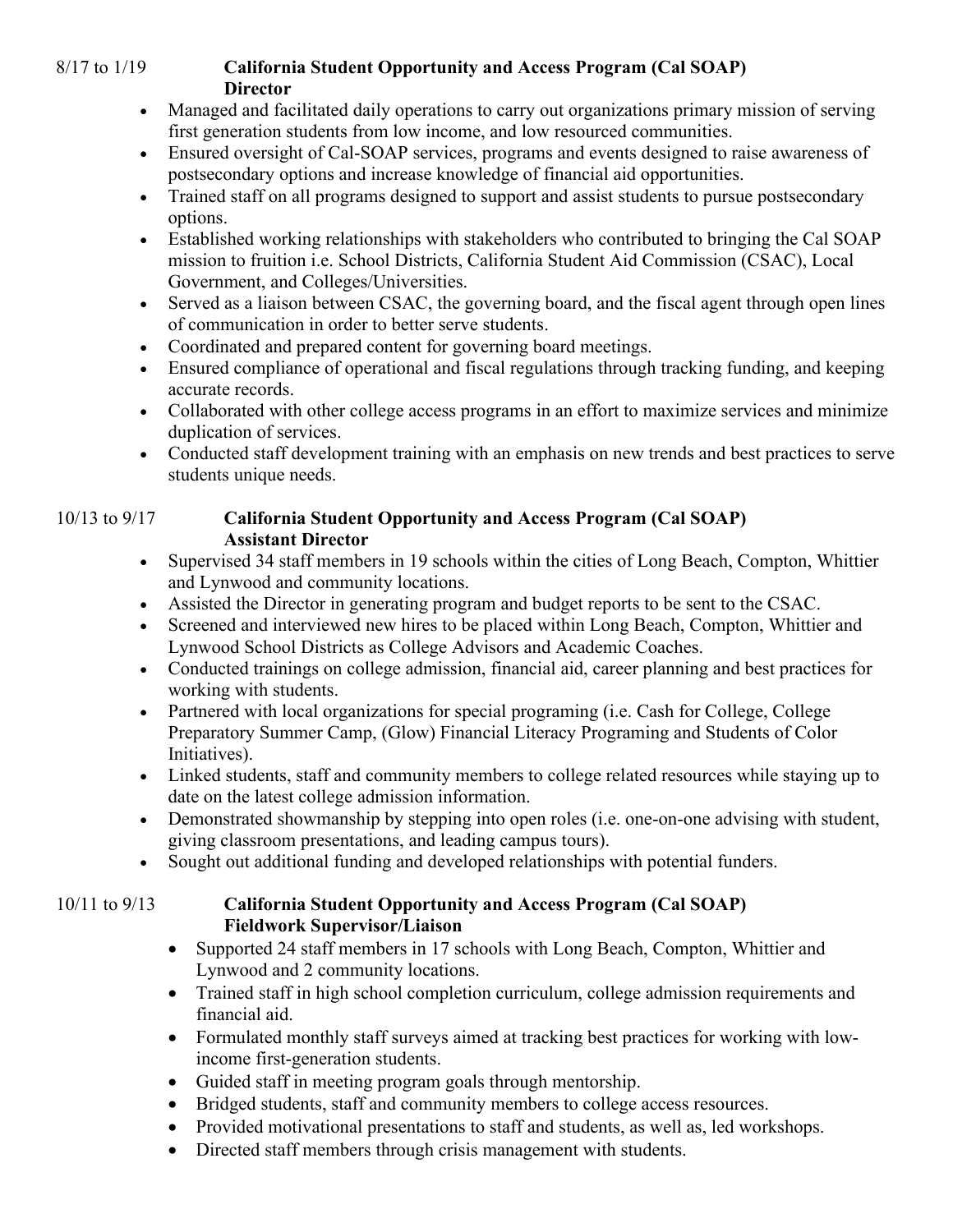8/17 to 1/19 **California Student Opportunity and Access Program (Cal SOAP)**
**Director**

- Managed and facilitated daily operations to carry out organizations primary mission of serving first generation students from low income, and low resourced communities.
- Ensured oversight of Cal-SOAP services, programs and events designed to raise awareness of postsecondary options and increase knowledge of financial aid opportunities.
- Trained staff on all programs designed to support and assist students to pursue postsecondary options.
- Established working relationships with stakeholders who contributed to bringing the Cal SOAP mission to fruition i.e. School Districts, California Student Aid Commission (CSAC), Local Government, and Colleges/Universities.
- Served as a liaison between CSAC, the governing board, and the fiscal agent through open lines of communication in order to better serve students.
- Coordinated and prepared content for governing board meetings.
- Ensured compliance of operational and fiscal regulations through tracking funding, and keeping accurate records.
- Collaborated with other college access programs in an effort to maximize services and minimize duplication of services.
- Conducted staff development training with an emphasis on new trends and best practices to serve students unique needs.

10/13 to 9/17 **California Student Opportunity and Access Program (Cal SOAP)**
**Assistant Director**

- Supervised 34 staff members in 19 schools within the cities of Long Beach, Compton, Whittier and Lynwood and community locations.
- Assisted the Director in generating program and budget reports to be sent to the CSAC.
- Screened and interviewed new hires to be placed within Long Beach, Compton, Whittier and Lynwood School Districts as College Advisors and Academic Coaches.
- Conducted trainings on college admission, financial aid, career planning and best practices for working with students.
- Partnered with local organizations for special programing (i.e. Cash for College, College Preparatory Summer Camp, (Glow) Financial Literacy Programing and Students of Color Initiatives).
- Linked students, staff and community members to college related resources while staying up to date on the latest college admission information.
- Demonstrated showmanship by stepping into open roles (i.e. one-on-one advising with student, giving classroom presentations, and leading campus tours).
- Sought out additional funding and developed relationships with potential funders.

10/11 to 9/13 **California Student Opportunity and Access Program (Cal SOAP)**
**Fieldwork Supervisor/Liaison**

- Supported 24 staff members in 17 schools with Long Beach, Compton, Whittier and Lynwood and 2 community locations.
- Trained staff in high school completion curriculum, college admission requirements and financial aid.
- Formulated monthly staff surveys aimed at tracking best practices for working with low-income first-generation students.
- Guided staff in meeting program goals through mentorship.
- Bridged students, staff and community members to college access resources.
- Provided motivational presentations to staff and students, as well as, led workshops.
- Directed staff members through crisis management with students.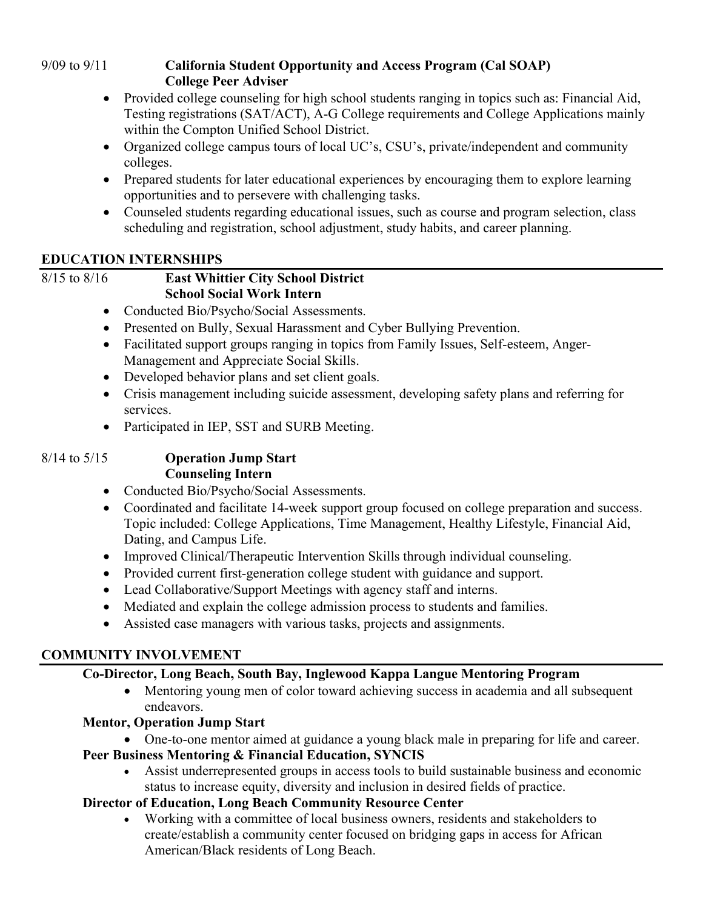9/09 to 9/11 **California Student Opportunity and Access Program (Cal SOAP)**
**College Peer Adviser**

- Provided college counseling for high school students ranging in topics such as: Financial Aid, Testing registrations (SAT/ACT), A-G College requirements and College Applications mainly within the Compton Unified School District.
- Organized college campus tours of local UC's, CSU's, private/independent and community colleges.
- Prepared students for later educational experiences by encouraging them to explore learning opportunities and to persevere with challenging tasks.
- Counseled students regarding educational issues, such as course and program selection, class scheduling and registration, school adjustment, study habits, and career planning.

## EDUCATION INTERNSHIPS

8/15 to 8/16 **East Whittier City School District**
**School Social Work Intern**

- Conducted Bio/Psycho/Social Assessments.
- Presented on Bully, Sexual Harassment and Cyber Bullying Prevention.
- Facilitated support groups ranging in topics from Family Issues, Self-esteem, Anger-Management and Appreciate Social Skills.
- Developed behavior plans and set client goals.
- Crisis management including suicide assessment, developing safety plans and referring for services.
- Participated in IEP, SST and SURB Meeting.

8/14 to 5/15 **Operation Jump Start**
**Counseling Intern**

- Conducted Bio/Psycho/Social Assessments.
- Coordinated and facilitate 14-week support group focused on college preparation and success. Topic included: College Applications, Time Management, Healthy Lifestyle, Financial Aid, Dating, and Campus Life.
- Improved Clinical/Therapeutic Intervention Skills through individual counseling.
- Provided current first-generation college student with guidance and support.
- Lead Collaborative/Support Meetings with agency staff and interns.
- Mediated and explain the college admission process to students and families.
- Assisted case managers with various tasks, projects and assignments.

## COMMUNITY INVOLVEMENT

**Co-Director, Long Beach, South Bay, Inglewood Kappa Langue Mentoring Program**

- Mentoring young men of color toward achieving success in academia and all subsequent endeavors.

**Mentor, Operation Jump Start**

- One-to-one mentor aimed at guidance a young black male in preparing for life and career.

**Peer Business Mentoring & Financial Education, SYNCIS**

- Assist underrepresented groups in access tools to build sustainable business and economic status to increase equity, diversity and inclusion in desired fields of practice.

**Director of Education, Long Beach Community Resource Center**

- Working with a committee of local business owners, residents and stakeholders to create/establish a community center focused on bridging gaps in access for African American/Black residents of Long Beach.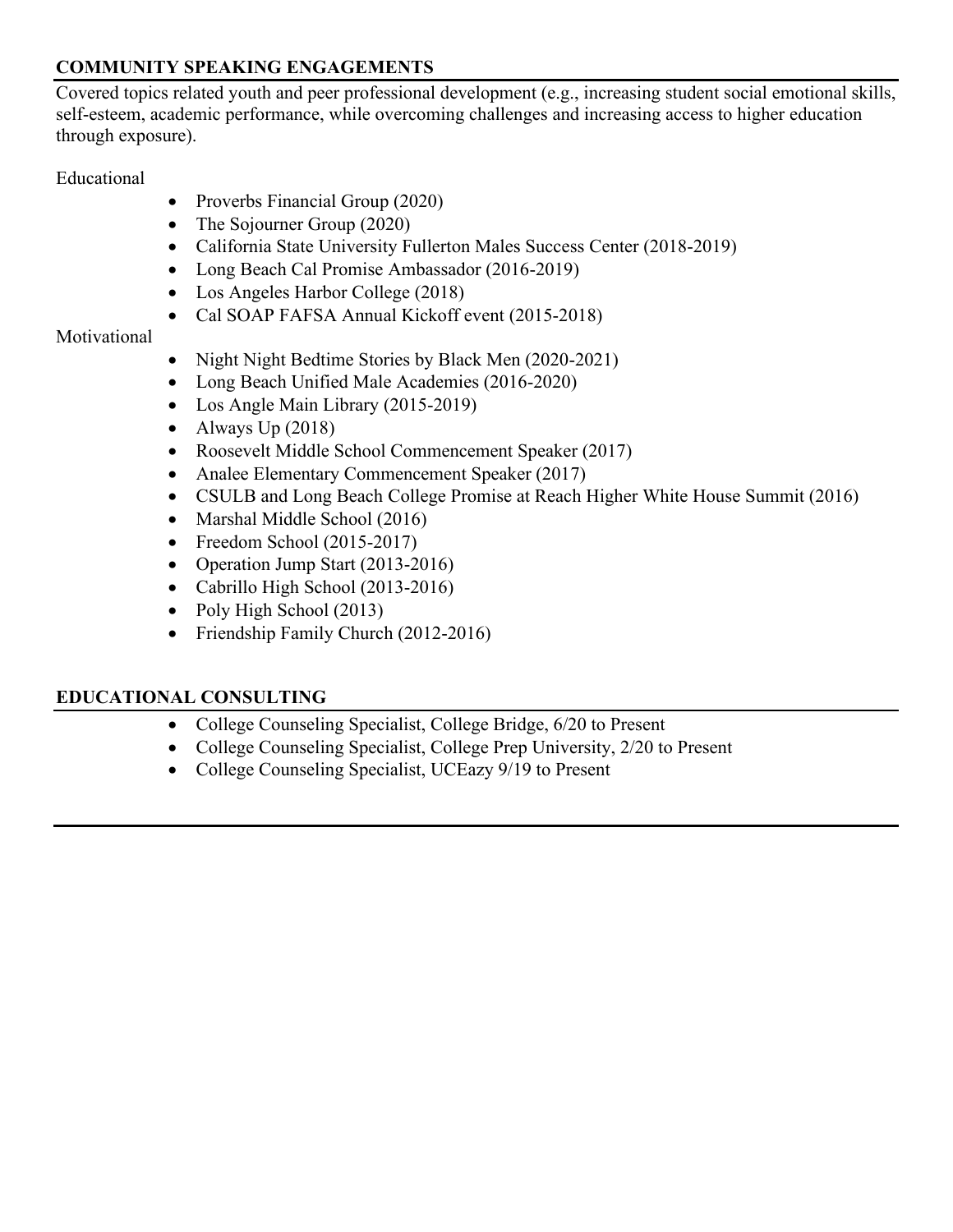## COMMUNITY SPEAKING ENGAGEMENTS

Covered topics related youth and peer professional development (e.g., increasing student social emotional skills, self-esteem, academic performance, while overcoming challenges and increasing access to higher education through exposure).

Educational

- Proverbs Financial Group (2020)
- The Sojourner Group (2020)
- California State University Fullerton Males Success Center (2018-2019)
- Long Beach Cal Promise Ambassador (2016-2019)
- Los Angeles Harbor College (2018)
- Cal SOAP FAFSA Annual Kickoff event (2015-2018)

Motivational

- Night Night Bedtime Stories by Black Men (2020-2021)
- Long Beach Unified Male Academies (2016-2020)
- Los Angle Main Library (2015-2019)
- Always Up (2018)
- Roosevelt Middle School Commencement Speaker (2017)
- Analee Elementary Commencement Speaker (2017)
- CSULB and Long Beach College Promise at Reach Higher White House Summit (2016)
- Marshal Middle School (2016)
- Freedom School (2015-2017)
- Operation Jump Start (2013-2016)
- Cabrillo High School (2013-2016)
- Poly High School (2013)
- Friendship Family Church (2012-2016)

## EDUCATIONAL CONSULTING

- College Counseling Specialist, College Bridge, 6/20 to Present
- College Counseling Specialist, College Prep University, 2/20 to Present
- College Counseling Specialist, UCEazy 9/19 to Present